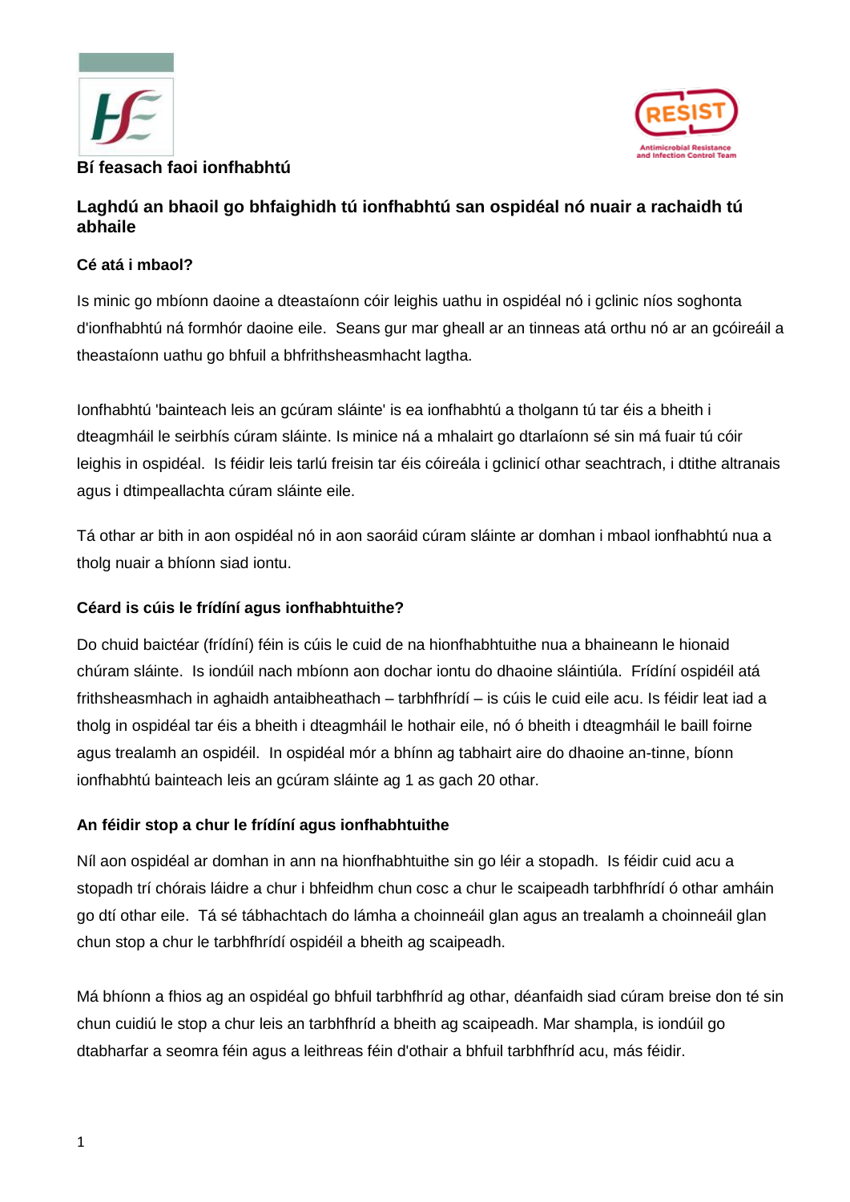**Bí feasach faoi ionfhabhtú**

## Laghdú an bhaoil go bhfaighidh tú ionfhabhtú san ospidéal nó nuair a rachaidh tú abhaile

### Cé atá i mbaol?

Is minic go mbíonn daoine a dteastaíonn cóir leighis uathu in ospidéal nó i gclinic níos soghonta d'ionfhabhtú ná formhór daoine eile. Seans gur mar gheall ar an tinneas atá orthu nó ar an gcóireáil a theastaíonn uathu go bhfuil a bhfrithsheasmhacht lagtha.

Ionfhabhtú 'bainteach leis an gcúram sláinte' is ea ionfhabhtú a tholgann tú tar éis a bheith i dteagmháil le seirbhís cúram sláinte. Is minice ná a mhalairt go dtarlaíonn sé sin má fuair tú cóir leighis in ospidéal. Is féidir leis tarlú freisin tar éis cóireála i gclinicí othar seachtrach, i dtithe altranais agus i dtimpeallachta cúram sláinte eile.

Tá othar ar bith in aon ospidéal nó in aon saoráid cúram sláinte ar domhan i mbaol ionfhabhtú nua a tholg nuair a bhíonn siad iontu.

### Céard is cúis le frídíní agus ionfhabhtuithe?

Do chuid baictéar (frídíní) féin is cúis le cuid de na hionfhabhtuithe nua a bhaineann le hionaid chúram sláinte. Is iondúil nach mbíonn aon dochar iontu do dhaoine sláintiúla. Frídíní ospidéil atá frithsheasmhach in aghaidh antaibheathach – tarbhfhrídí – is cúis le cuid eile acu. Is féidir leat iad a tholg in ospidéal tar éis a bheith i dteagmháil le hothair eile, nó ó bheith i dteagmháil le baill foirne agus trealamh an ospidéil. In ospidéal mór a bhínn ag tabhairt aire do dhaoine an-tinne, bíonn ionfhabhtú bainteach leis an gcúram sláinte ag 1 as gach 20 othar.

### An féidir stop a chur le frídíní agus ionfhabhtuithe

Níl aon ospidéal ar domhan in ann na hionfhabhtuithe sin go léir a stopadh. Is féidir cuid acu a stopadh trí chórais láidre a chur i bhfeidhm chun cosc a chur le scaipeadh tarbhfhrídí ó othar amháin go dtí othar eile. Tá sé tábhachtach do lámha a choinneáil glan agus an trealamh a choinneáil glan chun stop a chur le tarbhfhrídí ospidéil a bheith ag scaipeadh.

Má bhíonn a fhios ag an ospidéal go bhfuil tarbhfhríd ag othar, déanfaidh siad cúram breise don té sin chun cuidiú le stop a chur leis an tarbhfhríd a bheith ag scaipeadh. Mar shampla, is iondúil go dtabharfar a seomra féin agus a leithreas féin d'othair a bhfuil tarbhfhríd acu, más féidir.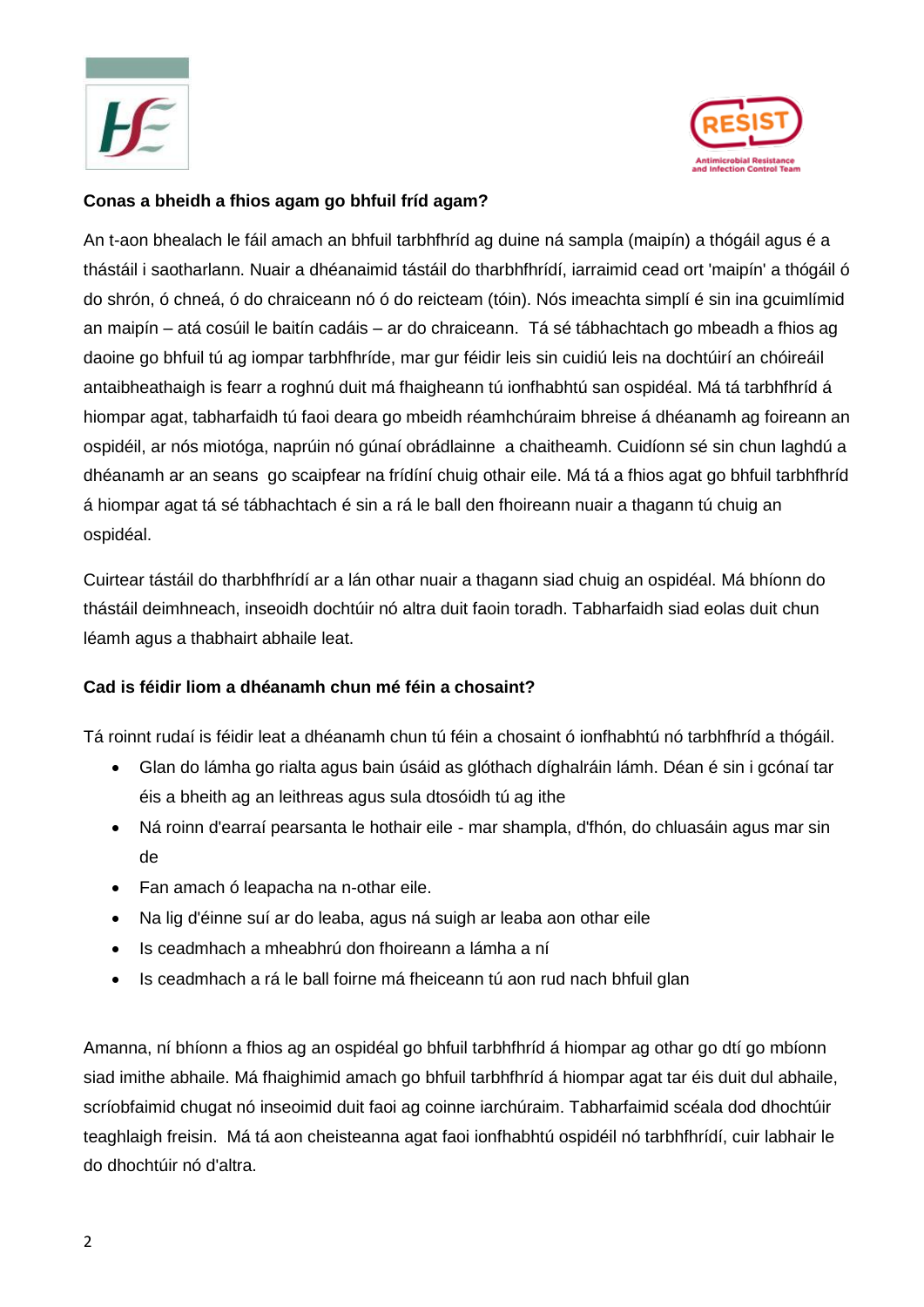**Conas a bheidh a fhios agam go bhfuil fríd agam?**

An t-aon bhealach le fáil amach an bhfuil tarbhfhríd ag duine ná sampla (maipín) a thógáil agus é a thástáil i saotharlann. Nuair a dhéanaimid tástáil do tharbhfhrídí, iarraimid cead ort 'maipín' a thógáil ó do shrón, ó chneá, ó do chraiceann nó ó do reicteam (tóin). Nós imeachta simplí é sin ina gcuimlímid an maipín – atá cosúil le baitín cadáis – ar do chraiceann. Tá sé tábhachtach go mbeadh a fhios ag daoine go bhfuil tú ag iompar tarbhfhríde, mar gur féidir leis sin cuidiú leis na dochtúirí an chóireáil antaibheathaigh is fearr a roghnú duit má fhaigheann tú ionfhabhtú san ospidéal. Má tá tarbhfhríd á hiompar agat, tabharfaidh tú faoi deara go mbeidh réamhchúraim bhreise á dhéanamh ag foireann an ospidéil, ar nós miotóga, naprúin nó gúnaí obrádlainne a chaitheamh. Cuidíonn sé sin chun laghdú a dhéanamh ar an seans go scaipfear na frídíní chuig othair eile. Má tá a fhios agat go bhfuil tarbhfhríd á hiompar agat tá sé tábhachtach é sin a rá le ball den fhoireann nuair a thagann tú chuig an ospidéal.

Cuirtear tástáil do tharbhfhrídí ar a lán othar nuair a thagann siad chuig an ospidéal. Má bhíonn do thástáil deimhneach, inseoidh dochtúir nó altra duit faoin toradh. Tabharfaidh siad eolas duit chun léamh agus a thabhairt abhaile leat.

**Cad is féidir liom a dhéanamh chun mé féin a chosaint?**

Tá roinnt rudaí is féidir leat a dhéanamh chun tú féin a chosaint ó ionfhabhtú nó tarbhfhríd a thógáil.

- Glan do lámha go rialta agus bain úsáid as glóthach díghalráin lámh. Déan é sin i gcónaí tar éis a bheith ag an leithreas agus sula dtosóidh tú ag ithe
- Ná roinn d'earraí pearsanta le hothair eile - mar shampla, d'fhón, do chluasáin agus mar sin de
- Fan amach ó leapacha na n-othar eile.
- Na lig d'éinne suí ar do leaba, agus ná suigh ar leaba aon othar eile
- Is ceadmhach a mheabhrú don fhoireann a lámha a ní
- Is ceadmhach a rá le ball foirne má fheiceann tú aon rud nach bhfuil glan

Amanna, ní bhíonn a fhios ag an ospidéal go bhfuil tarbhfhríd á hiompar ag othar go dtí go mbíonn siad imithe abhaile. Má fhaighimid amach go bhfuil tarbhfhríd á hiompar agat tar éis duit dul abhaile, scríobfaimid chugat nó inseoimid duit faoi ag coinne iarchúraim. Tabharfaimid scéala dod dhochtúir teaghlaigh freisin. Má tá aon cheisteanna agat faoi ionfhabhtú ospidéil nó tarbhfhrídí, cuir labhair le do dhochtúir nó d'altra.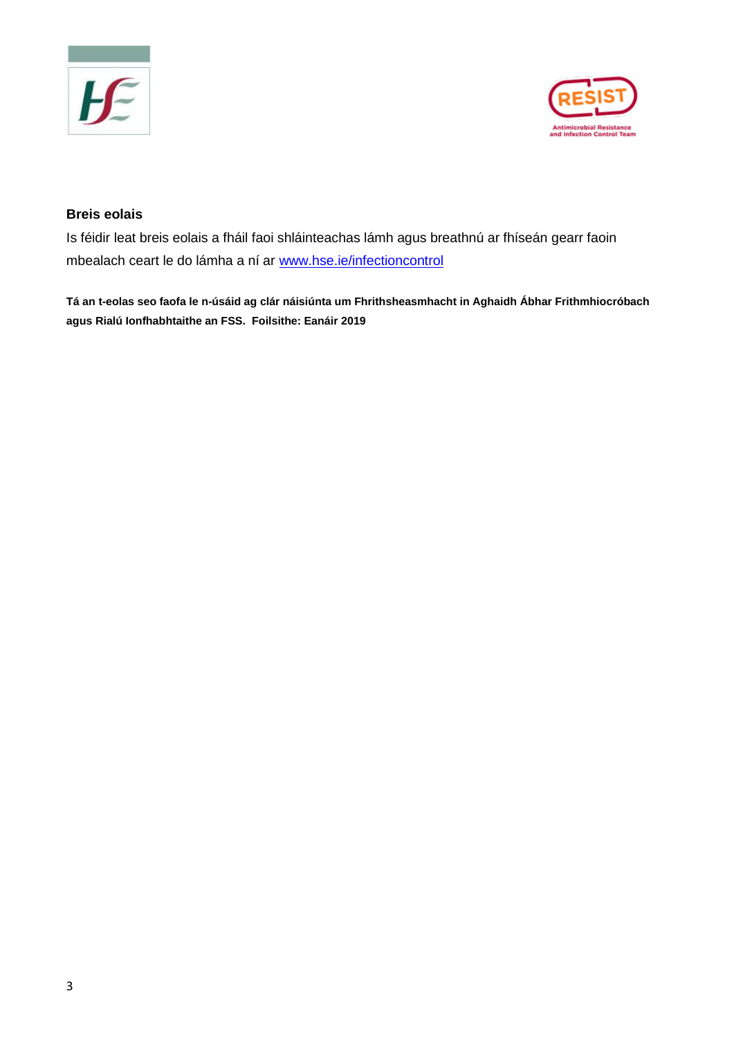## Breis eolais

Is féidir leat breis eolais a fháil faoi shláinteachas lámh agus breathnú ar fhíseán gearr faoin mbealach ceart le do lámha a ní ar [www.hse.ie/infectioncontrol](http://www.hse.ie/infectioncontrol)

**Tá an t-eolas seo faofa le n-úsáid ag clár náisiúnta um Fhrithsheasmhacht in Aghaidh Ábhar Frithmhiocróbach agus Rialú Ionfhabhtaithe an FSS. Foilsithe: Eanáir 2019**